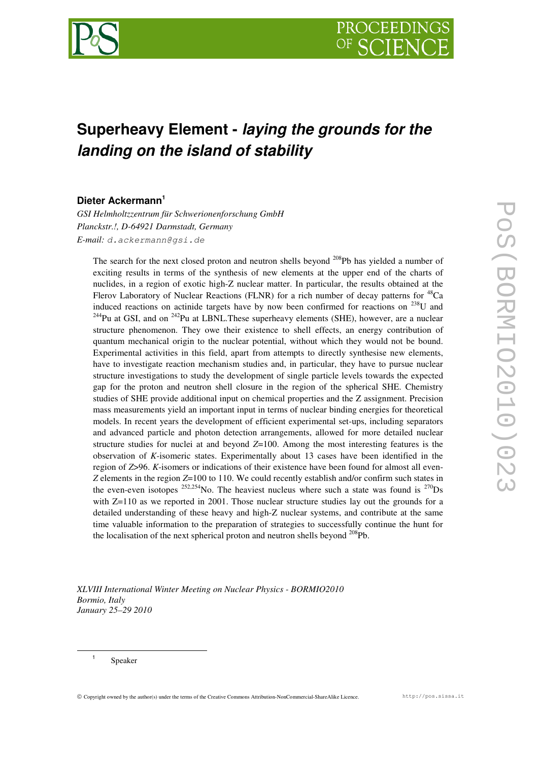# Superheavy Element - *laying the grounds for the landing on the island of stability*

**Dieter Ackermann**[1]

*GSI Helmholtzzentrum für Schwerionenforschung GmbH*
*Planckstr.!, D-64921 Darmstadt, Germany*
*E-mail:* d.ackermann@gsi.de

The search for the next closed proton and neutron shells beyond $^{208}$Pb has yielded a number of exciting results in terms of the synthesis of new elements at the upper end of the charts of nuclides, in a region of exotic high-Z nuclear matter. In particular, the results obtained at the Flerov Laboratory of Nuclear Reactions (FLNR) for a rich number of decay patterns for $^{48}$Ca induced reactions on actinide targets have by now been confirmed for reactions on $^{238}$U and $^{244}$Pu at GSI, and on $^{242}$Pu at LBNL.These superheavy elements (SHE), however, are a nuclear structure phenomenon. They owe their existence to shell effects, an energy contribution of quantum mechanical origin to the nuclear potential, without which they would not be bound. Experimental activities in this field, apart from attempts to directly synthesise new elements, have to investigate reaction mechanism studies and, in particular, they have to pursue nuclear structure investigations to study the development of single particle levels towards the expected gap for the proton and neutron shell closure in the region of the spherical SHE. Chemistry studies of SHE provide additional input on chemical properties and the Z assignment. Precision mass measurements yield an important input in terms of nuclear binding energies for theoretical models. In recent years the development of efficient experimental set-ups, including separators and advanced particle and photon detection arrangements, allowed for more detailed nuclear structure studies for nuclei at and beyond $Z$=100. Among the most interesting features is the observation of $K$-isomeric states. Experimentally about 13 cases have been identified in the region of $Z$>96. $K$-isomers or indications of their existence have been found for almost all even-$Z$ elements in the region $Z$=100 to 110. We could recently establish and/or confirm such states in the even-even isotopes $^{252,254}$No. The heaviest nucleus where such a state was found is $^{270}$Ds with Z=110 as we reported in 2001. Those nuclear structure studies lay out the grounds for a detailed understanding of these heavy and high-Z nuclear systems, and contribute at the same time valuable information to the preparation of strategies to successfully continue the hunt for the localisation of the next spherical proton and neutron shells beyond $^{208}$Pb.

*XLVIII International Winter Meeting on Nuclear Physics - BORMIO2010*
*Bormio, Italy*
*January 25–29 2010*

---

[1] Speaker

© Copyright owned by the author(s) under the terms of the Creative Commons Attribution-NonCommercial-ShareAlike Licence. http://pos.sissa.it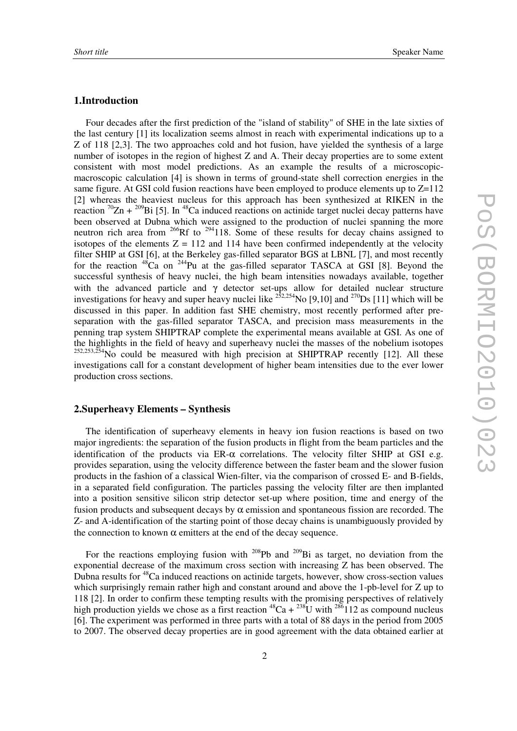## 1.Introduction

Four decades after the first prediction of the "island of stability" of SHE in the late sixties of the last century [1] its localization seems almost in reach with experimental indications up to a Z of 118 [2,3]. The two approaches cold and hot fusion, have yielded the synthesis of a large number of isotopes in the region of highest Z and A. Their decay properties are to some extent consistent with most model predictions. As an example the results of a microscopic-macroscopic calculation [4] is shown in terms of ground-state shell correction energies in the same figure. At GSI cold fusion reactions have been employed to produce elements up to Z=112 [2] whereas the heaviest nucleus for this approach has been synthesized at RIKEN in the reaction $^{70}$Zn + $^{209}$Bi [5]. In $^{48}$Ca induced reactions on actinide target nuclei decay patterns have been observed at Dubna which were assigned to the production of nuclei spanning the more neutron rich area from $^{266}$Rf to $^{294}$118. Some of these results for decay chains assigned to isotopes of the elements Z = 112 and 114 have been confirmed independently at the velocity filter SHIP at GSI [6], at the Berkeley gas-filled separator BGS at LBNL [7], and most recently for the reaction $^{48}$Ca on $^{244}$Pu at the gas-filled separator TASCA at GSI [8]. Beyond the successful synthesis of heavy nuclei, the high beam intensities nowadays available, together with the advanced particle and $\gamma$ detector set-ups allow for detailed nuclear structure investigations for heavy and super heavy nuclei like $^{252,254}$No [9,10] and $^{270}$Ds [11] which will be discussed in this paper. In addition fast SHE chemistry, most recently performed after pre-separation with the gas-filled separator TASCA, and precision mass measurements in the penning trap system SHIPTRAP complete the experimental means available at GSI. As one of the highlights in the field of heavy and superheavy nuclei the masses of the nobelium isotopes $^{252,253,254}$No could be measured with high precision at SHIPTRAP recently [12]. All these investigations call for a constant development of higher beam intensities due to the ever lower production cross sections.

## 2.Superheavy Elements – Synthesis

The identification of superheavy elements in heavy ion fusion reactions is based on two major ingredients: the separation of the fusion products in flight from the beam particles and the identification of the products via ER-$\alpha$ correlations. The velocity filter SHIP at GSI e.g. provides separation, using the velocity difference between the faster beam and the slower fusion products in the fashion of a classical Wien-filter, via the comparison of crossed E- and B-fields, in a separated field configuration. The particles passing the velocity filter are then implanted into a position sensitive silicon strip detector set-up where position, time and energy of the fusion products and subsequent decays by $\alpha$ emission and spontaneous fission are recorded. The Z- and A-identification of the starting point of those decay chains is unambiguously provided by the connection to known $\alpha$ emitters at the end of the decay sequence.

For the reactions employing fusion with $^{208}$Pb and $^{209}$Bi as target, no deviation from the exponential decrease of the maximum cross section with increasing Z has been observed. The Dubna results for $^{48}$Ca induced reactions on actinide targets, however, show cross-section values which surprisingly remain rather high and constant around and above the 1-pb-level for Z up to 118 [2]. In order to confirm these tempting results with the promising perspectives of relatively high production yields we chose as a first reaction $^{48}$Ca + $^{238}$U with $^{286}$112 as compound nucleus [6]. The experiment was performed in three parts with a total of 88 days in the period from 2005 to 2007. The observed decay properties are in good agreement with the data obtained earlier at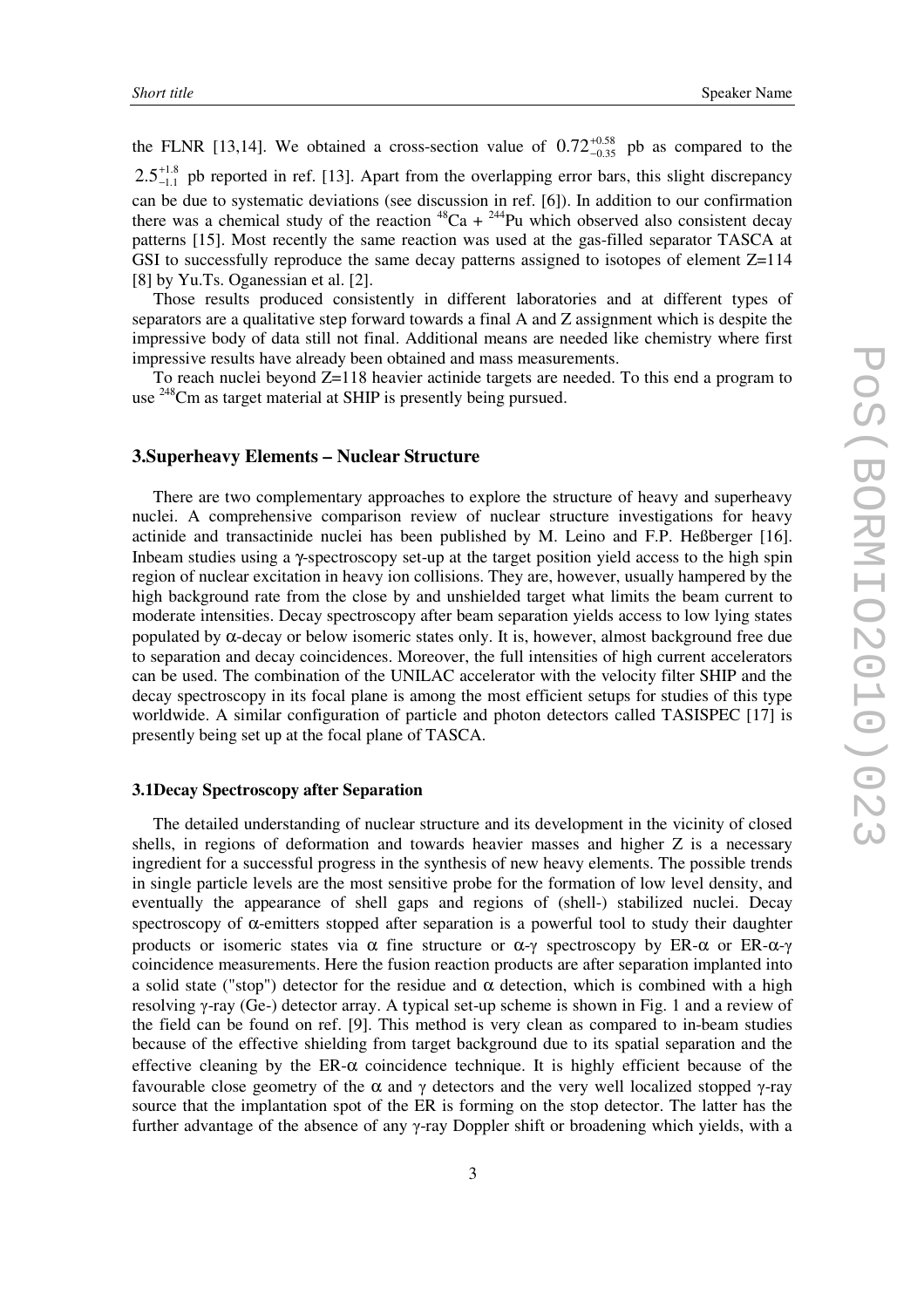the FLNR [13,14]. We obtained a cross-section value of $0.72^{+0.58}_{-0.35}$ pb as compared to the $2.5^{+1.8}_{-1.1}$ pb reported in ref. [13]. Apart from the overlapping error bars, this slight discrepancy can be due to systematic deviations (see discussion in ref. [6]). In addition to our confirmation there was a chemical study of the reaction $^{48}$Ca + $^{244}$Pu which observed also consistent decay patterns [15]. Most recently the same reaction was used at the gas-filled separator TASCA at GSI to successfully reproduce the same decay patterns assigned to isotopes of element Z=114 [8] by Yu.Ts. Oganessian et al. [2].

Those results produced consistently in different laboratories and at different types of separators are a qualitative step forward towards a final A and Z assignment which is despite the impressive body of data still not final. Additional means are needed like chemistry where first impressive results have already been obtained and mass measurements.

To reach nuclei beyond Z=118 heavier actinide targets are needed. To this end a program to use $^{248}$Cm as target material at SHIP is presently being pursued.

## 3.Superheavy Elements – Nuclear Structure

There are two complementary approaches to explore the structure of heavy and superheavy nuclei. A comprehensive comparison review of nuclear structure investigations for heavy actinide and transactinide nuclei has been published by M. Leino and F.P. Heßberger [16]. Inbeam studies using a γ-spectroscopy set-up at the target position yield access to the high spin region of nuclear excitation in heavy ion collisions. They are, however, usually hampered by the high background rate from the close by and unshielded target what limits the beam current to moderate intensities. Decay spectroscopy after beam separation yields access to low lying states populated by α-decay or below isomeric states only. It is, however, almost background free due to separation and decay coincidences. Moreover, the full intensities of high current accelerators can be used. The combination of the UNILAC accelerator with the velocity filter SHIP and the decay spectroscopy in its focal plane is among the most efficient setups for studies of this type worldwide. A similar configuration of particle and photon detectors called TASISPEC [17] is presently being set up at the focal plane of TASCA.

### 3.1Decay Spectroscopy after Separation

The detailed understanding of nuclear structure and its development in the vicinity of closed shells, in regions of deformation and towards heavier masses and higher Z is a necessary ingredient for a successful progress in the synthesis of new heavy elements. The possible trends in single particle levels are the most sensitive probe for the formation of low level density, and eventually the appearance of shell gaps and regions of (shell-) stabilized nuclei. Decay spectroscopy of α-emitters stopped after separation is a powerful tool to study their daughter products or isomeric states via α fine structure or α-γ spectroscopy by ER-α or ER-α-γ coincidence measurements. Here the fusion reaction products are after separation implanted into a solid state ("stop") detector for the residue and α detection, which is combined with a high resolving γ-ray (Ge-) detector array. A typical set-up scheme is shown in Fig. 1 and a review of the field can be found on ref. [9]. This method is very clean as compared to in-beam studies because of the effective shielding from target background due to its spatial separation and the effective cleaning by the ER-α coincidence technique. It is highly efficient because of the favourable close geometry of the α and γ detectors and the very well localized stopped γ-ray source that the implantation spot of the ER is forming on the stop detector. The latter has the further advantage of the absence of any γ-ray Doppler shift or broadening which yields, with a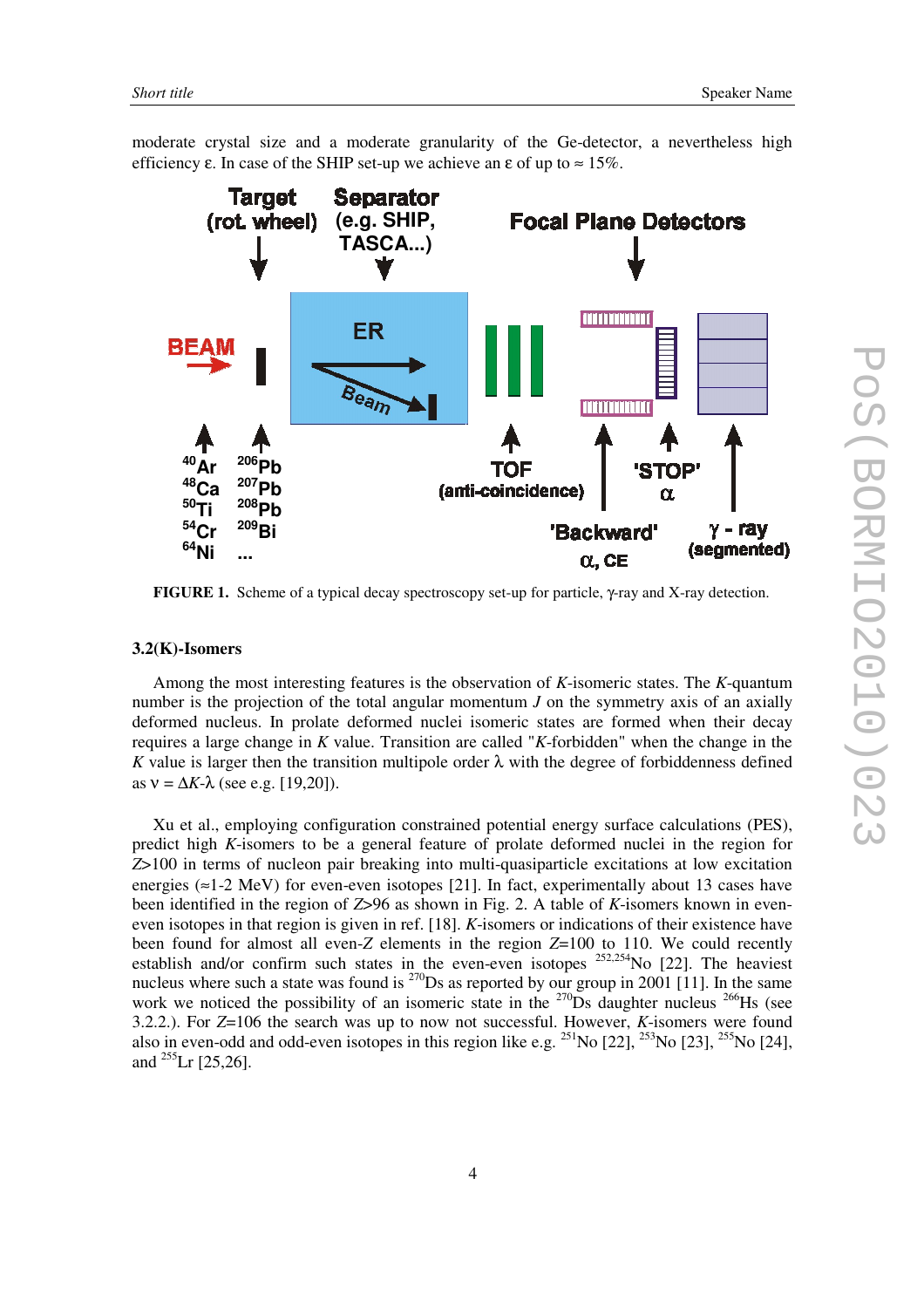moderate crystal size and a moderate granularity of the Ge-detector, a nevertheless high efficiency ε. In case of the SHIP set-up we achieve an ε of up to ≈ 15%.

**FIGURE 1.** Scheme of a typical decay spectroscopy set-up for particle, γ-ray and X-ray detection.

### 3.2(K)-Isomers

Among the most interesting features is the observation of *K*-isomeric states. The *K*-quantum number is the projection of the total angular momentum *J* on the symmetry axis of an axially deformed nucleus. In prolate deformed nuclei isomeric states are formed when their decay requires a large change in *K* value. Transition are called "*K*-forbidden" when the change in the *K* value is larger then the transition multipole order λ with the degree of forbiddenness defined as $\nu = \Delta K - \lambda$ (see e.g. [19,20]).

Xu et al., employing configuration constrained potential energy surface calculations (PES), predict high *K*-isomers to be a general feature of prolate deformed nuclei in the region for $Z>100$ in terms of nucleon pair breaking into multi-quasiparticle excitations at low excitation energies (≈1-2 MeV) for even-even isotopes [21]. In fact, experimentally about 13 cases have been identified in the region of $Z>96$ as shown in Fig. 2. A table of *K*-isomers known in even-even isotopes in that region is given in ref. [18]. *K*-isomers or indications of their existence have been found for almost all even-*Z* elements in the region $Z$=100 to 110. We could recently establish and/or confirm such states in the even-even isotopes $^{252,254}$No [22]. The heaviest nucleus where such a state was found is $^{270}$Ds as reported by our group in 2001 [11]. In the same work we noticed the possibility of an isomeric state in the $^{270}$Ds daughter nucleus $^{266}$Hs (see 3.2.2.). For $Z$=106 the search was up to now not successful. However, *K*-isomers were found also in even-odd and odd-even isotopes in this region like e.g. $^{251}$No [22], $^{253}$No [23], $^{255}$No [24], and $^{255}$Lr [25,26].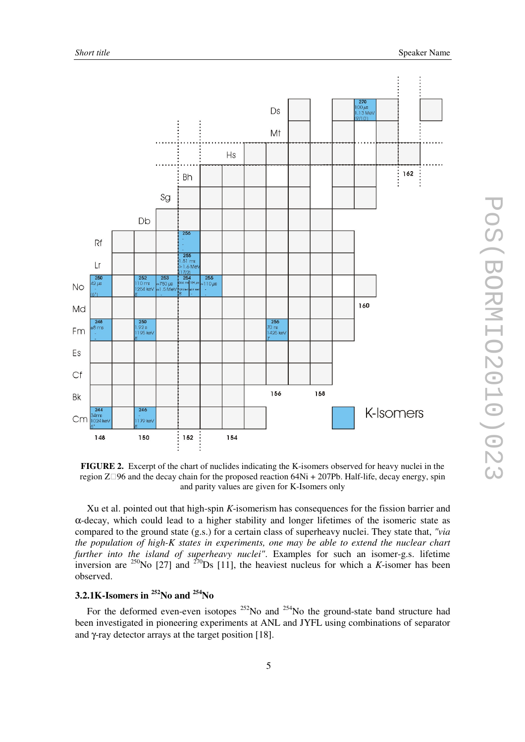**FIGURE 2.** Excerpt of the chart of nuclides indicating the K-isomers observed for heavy nuclei in the region Z□96 and the decay chain for the proposed reaction 64Ni + 207Pb. Half-life, decay energy, spin and parity values are given for K-Isomers only

Xu et al. pointed out that high-spin *K*-isomerism has consequences for the fission barrier and α-decay, which could lead to a higher stability and longer lifetimes of the isomeric state as compared to the ground state (g.s.) for a certain class of superheavy nuclei. They state that, *"via the population of high-K states in experiments, one may be able to extend the nuclear chart further into the island of superheavy nuclei"*. Examples for such an isomer-g.s. lifetime inversion are $^{250}$No [27] and $^{270}$Ds [11], the heaviest nucleus for which a *K*-isomer has been observed.

### 3.2.1K-Isomers in $^{252}$No and $^{254}$No

For the deformed even-even isotopes $^{252}$No and $^{254}$No the ground-state band structure had been investigated in pioneering experiments at ANL and JYFL using combinations of separator and γ-ray detector arrays at the target position [18].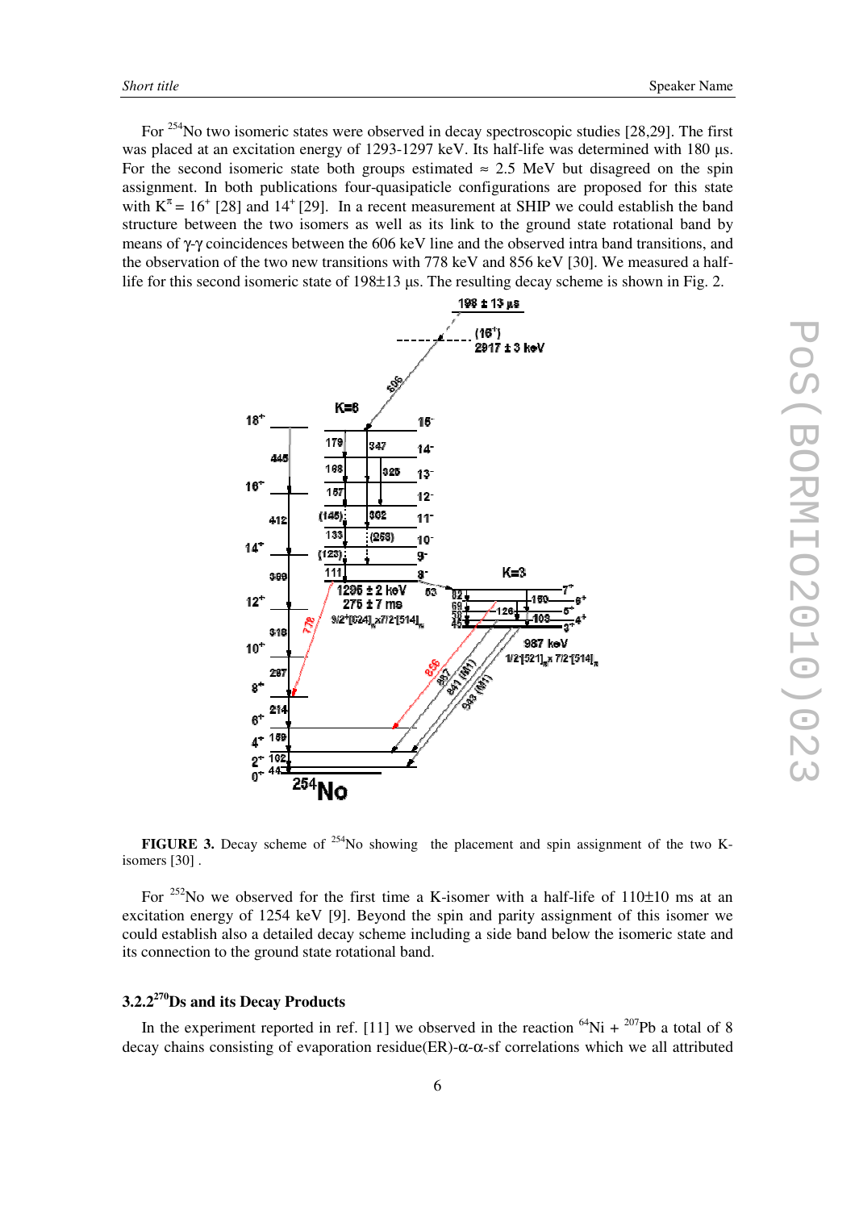For $^{254}$No two isomeric states were observed in decay spectroscopic studies [28,29]. The first was placed at an excitation energy of 1293-1297 keV. Its half-life was determined with 180 µs. For the second isomeric state both groups estimated ≈ 2.5 MeV but disagreed on the spin assignment. In both publications four-quasipaticle configurations are proposed for this state with $K^{\pi} = 16^{+}$ [28] and $14^{+}$ [29]. In a recent measurement at SHIP we could establish the band structure between the two isomers as well as its link to the ground state rotational band by means of γ-γ coincidences between the 606 keV line and the observed intra band transitions, and the observation of the two new transitions with 778 keV and 856 keV [30]. We measured a half-life for this second isomeric state of 198±13 µs. The resulting decay scheme is shown in Fig. 2.

**FIGURE 3.** Decay scheme of $^{254}$No showing the placement and spin assignment of the two K-isomers [30] .

For $^{252}$No we observed for the first time a K-isomer with a half-life of 110±10 ms at an excitation energy of 1254 keV [9]. Beyond the spin and parity assignment of this isomer we could establish also a detailed decay scheme including a side band below the isomeric state and its connection to the ground state rotational band.

### 3.2.2 $^{270}$Ds and its Decay Products

In the experiment reported in ref. [11] we observed in the reaction $^{64}$Ni + $^{207}$Pb a total of 8 decay chains consisting of evaporation residue(ER)-α-α-sf correlations which we all attributed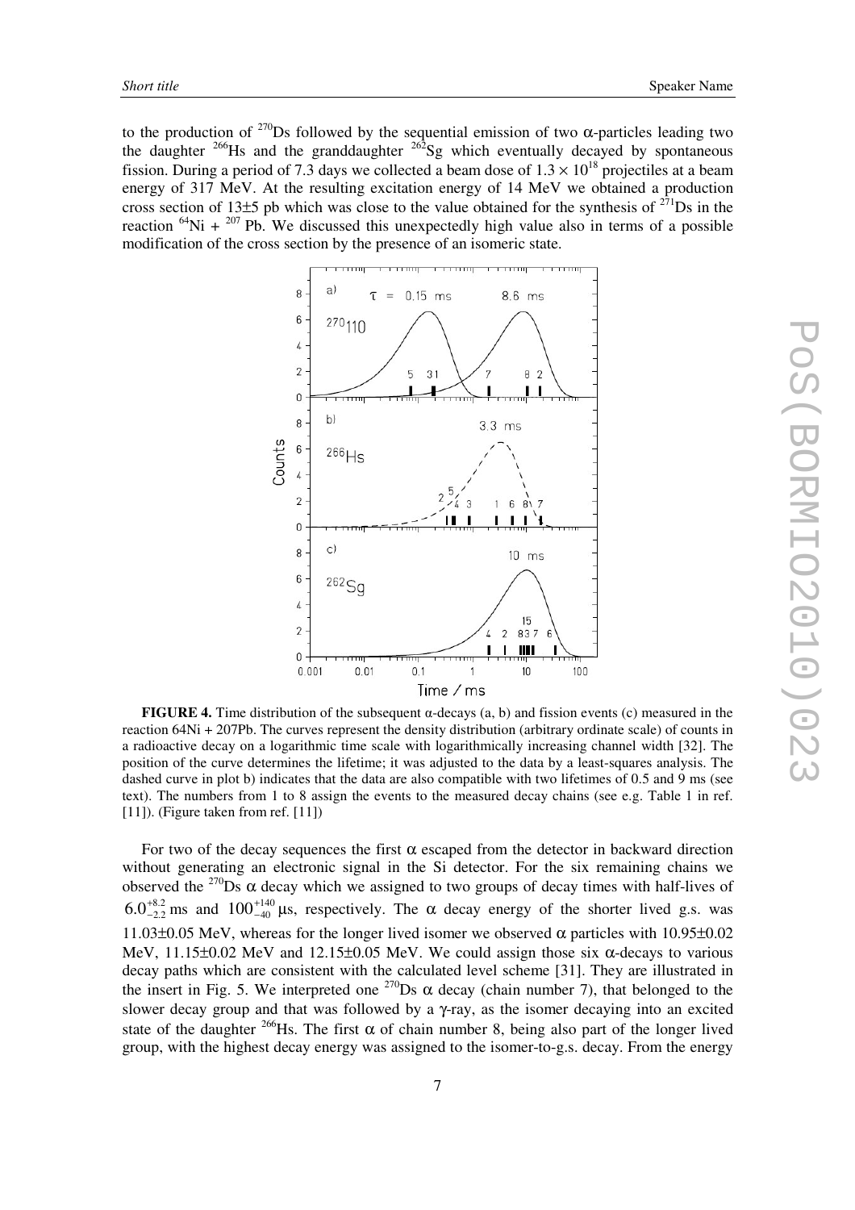to the production of $^{270}$Ds followed by the sequential emission of two α-particles leading two the daughter $^{266}$Hs and the granddaughter $^{262}$Sg which eventually decayed by spontaneous fission. During a period of 7.3 days we collected a beam dose of $1.3 \times 10^{18}$ projectiles at a beam energy of 317 MeV. At the resulting excitation energy of 14 MeV we obtained a production cross section of 13±5 pb which was close to the value obtained for the synthesis of $^{271}$Ds in the reaction $^{64}$Ni + $^{207}$ Pb. We discussed this unexpectedly high value also in terms of a possible modification of the cross section by the presence of an isomeric state.

**FIGURE 4.** Time distribution of the subsequent α-decays (a, b) and fission events (c) measured in the reaction 64Ni + 207Pb. The curves represent the density distribution (arbitrary ordinate scale) of counts in a radioactive decay on a logarithmic time scale with logarithmically increasing channel width [32]. The position of the curve determines the lifetime; it was adjusted to the data by a least-squares analysis. The dashed curve in plot b) indicates that the data are also compatible with two lifetimes of 0.5 and 9 ms (see text). The numbers from 1 to 8 assign the events to the measured decay chains (see e.g. Table 1 in ref. [11]). (Figure taken from ref. [11])

For two of the decay sequences the first α escaped from the detector in backward direction without generating an electronic signal in the Si detector. For the six remaining chains we observed the $^{270}$Ds α decay which we assigned to two groups of decay times with half-lives of $6.0^{+8.2}_{-2.2}$ ms and $100^{+140}_{-40}$ μs, respectively. The α decay energy of the shorter lived g.s. was 11.03±0.05 MeV, whereas for the longer lived isomer we observed α particles with 10.95±0.02 MeV, 11.15±0.02 MeV and 12.15±0.05 MeV. We could assign those six α-decays to various decay paths which are consistent with the calculated level scheme [31]. They are illustrated in the insert in Fig. 5. We interpreted one $^{270}$Ds α decay (chain number 7), that belonged to the slower decay group and that was followed by a γ-ray, as the isomer decaying into an excited state of the daughter $^{266}$Hs. The first α of chain number 8, being also part of the longer lived group, with the highest decay energy was assigned to the isomer-to-g.s. decay. From the energy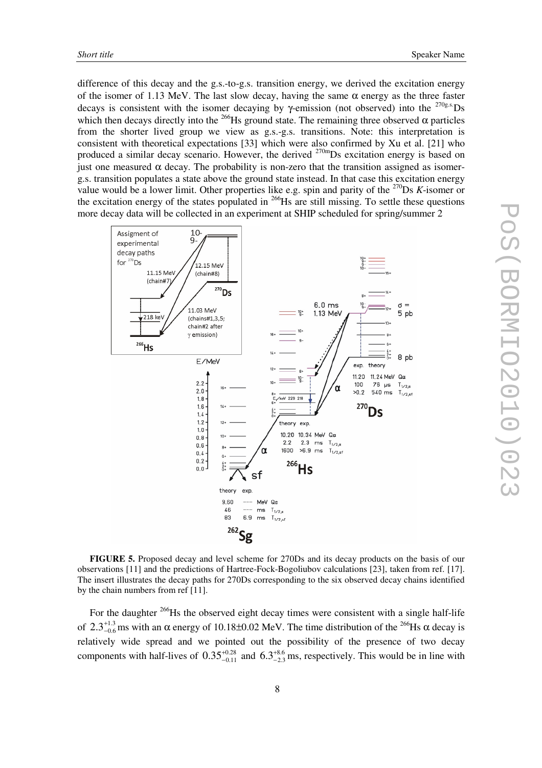difference of this decay and the g.s.-to-g.s. transition energy, we derived the excitation energy of the isomer of 1.13 MeV. The last slow decay, having the same α energy as the three faster decays is consistent with the isomer decaying by γ-emission (not observed) into the $^{270g.s.}$Ds which then decays directly into the $^{266}$Hs ground state. The remaining three observed α particles from the shorter lived group we view as g.s.-g.s. transitions. Note: this interpretation is consistent with theoretical expectations [33] which were also confirmed by Xu et al. [21] who produced a similar decay scenario. However, the derived $^{270m}$Ds excitation energy is based on just one measured α decay. The probability is non-zero that the transition assigned as isomer-g.s. transition populates a state above the ground state instead. In that case this excitation energy value would be a lower limit. Other properties like e.g. spin and parity of the $^{270}$Ds *K*-isomer or the excitation energy of the states populated in $^{266}$Hs are still missing. To settle these questions more decay data will be collected in an experiment at SHIP scheduled for spring/summer 2

**FIGURE 5.** Proposed decay and level scheme for 270Ds and its decay products on the basis of our observations [11] and the predictions of Hartree-Fock-Bogoliubov calculations [23], taken from ref. [17]. The insert illustrates the decay paths for 270Ds corresponding to the six observed decay chains identified by the chain numbers from ref [11].

For the daughter $^{266}$Hs the observed eight decay times were consistent with a single half-life of $2.3^{+1.3}_{-0.6}$ ms with an α energy of 10.18±0.02 MeV. The time distribution of the $^{266}$Hs α decay is relatively wide spread and we pointed out the possibility of the presence of two decay components with half-lives of $0.35^{+0.28}_{-0.11}$ and $6.3^{+8.6}_{-2.3}$ ms, respectively. This would be in line with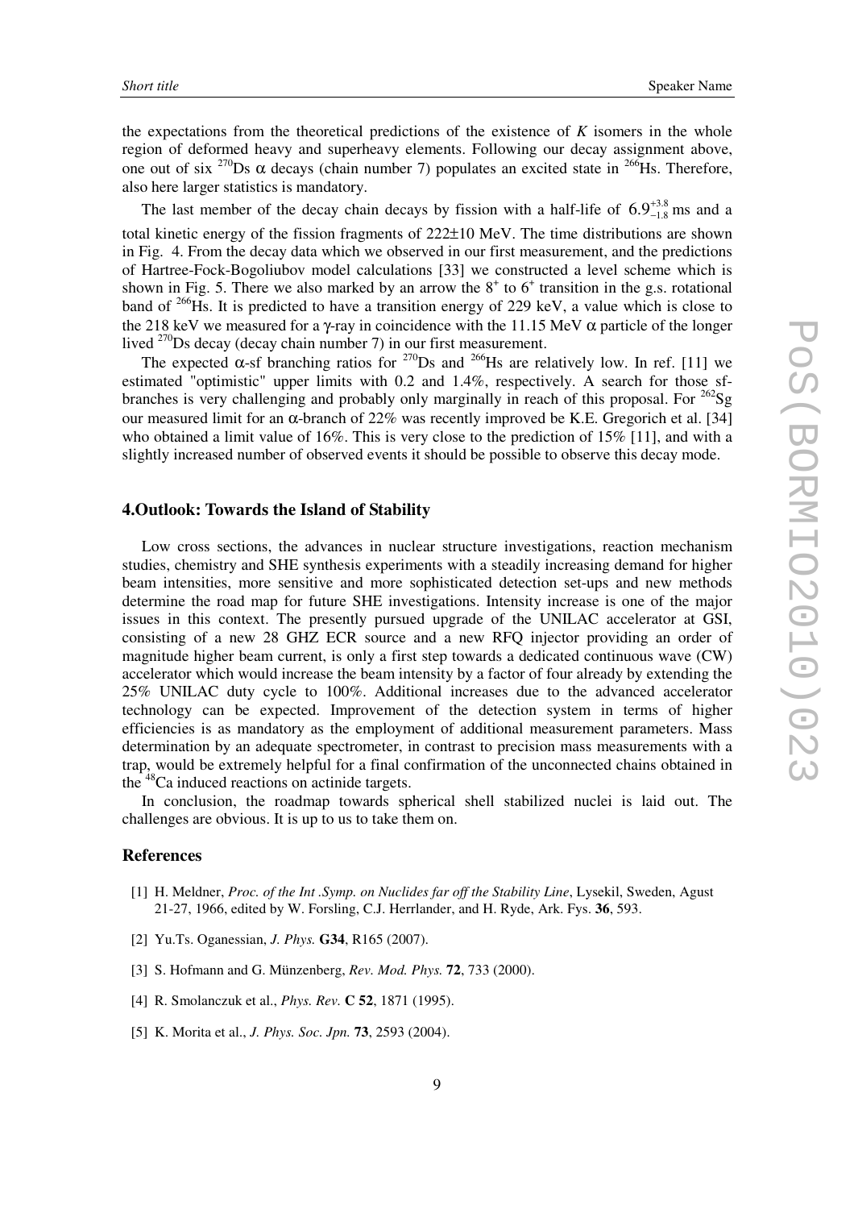the expectations from the theoretical predictions of the existence of *K* isomers in the whole region of deformed heavy and superheavy elements. Following our decay assignment above, one out of six $^{270}$Ds $\alpha$ decays (chain number 7) populates an excited state in $^{266}$Hs. Therefore, also here larger statistics is mandatory.

The last member of the decay chain decays by fission with a half-life of $6.9^{+3.8}_{-1.8}$ ms and a total kinetic energy of the fission fragments of 222±10 MeV. The time distributions are shown in Fig. 4. From the decay data which we observed in our first measurement, and the predictions of Hartree-Fock-Bogoliubov model calculations [33] we constructed a level scheme which is shown in Fig. 5. There we also marked by an arrow the $8^+$ to $6^+$ transition in the g.s. rotational band of $^{266}$Hs. It is predicted to have a transition energy of 229 keV, a value which is close to the 218 keV we measured for a $\gamma$-ray in coincidence with the 11.15 MeV $\alpha$ particle of the longer lived $^{270}$Ds decay (decay chain number 7) in our first measurement.

The expected $\alpha$-sf branching ratios for $^{270}$Ds and $^{266}$Hs are relatively low. In ref. [11] we estimated "optimistic" upper limits with 0.2 and 1.4%, respectively. A search for those sf-branches is very challenging and probably only marginally in reach of this proposal. For $^{262}$Sg our measured limit for an $\alpha$-branch of 22% was recently improved be K.E. Gregorich et al. [34] who obtained a limit value of 16%. This is very close to the prediction of 15% [11], and with a slightly increased number of observed events it should be possible to observe this decay mode.

## 4.Outlook: Towards the Island of Stability

Low cross sections, the advances in nuclear structure investigations, reaction mechanism studies, chemistry and SHE synthesis experiments with a steadily increasing demand for higher beam intensities, more sensitive and more sophisticated detection set-ups and new methods determine the road map for future SHE investigations. Intensity increase is one of the major issues in this context. The presently pursued upgrade of the UNILAC accelerator at GSI, consisting of a new 28 GHZ ECR source and a new RFQ injector providing an order of magnitude higher beam current, is only a first step towards a dedicated continuous wave (CW) accelerator which would increase the beam intensity by a factor of four already by extending the 25% UNILAC duty cycle to 100%. Additional increases due to the advanced accelerator technology can be expected. Improvement of the detection system in terms of higher efficiencies is as mandatory as the employment of additional measurement parameters. Mass determination by an adequate spectrometer, in contrast to precision mass measurements with a trap, would be extremely helpful for a final confirmation of the unconnected chains obtained in the $^{48}$Ca induced reactions on actinide targets.

In conclusion, the roadmap towards spherical shell stabilized nuclei is laid out. The challenges are obvious. It is up to us to take them on.

## References

[1] H. Meldner, *Proc. of the Int .Symp. on Nuclides far off the Stability Line*, Lysekil, Sweden, Agust 21-27, 1966, edited by W. Forsling, C.J. Herrlander, and H. Ryde, Ark. Fys. **36**, 593.

[2] Yu.Ts. Oganessian, *J. Phys.* **G34**, R165 (2007).

[3] S. Hofmann and G. Münzenberg, *Rev. Mod. Phys.* **72**, 733 (2000).

[4] R. Smolanczuk et al., *Phys. Rev.* **C 52**, 1871 (1995).

[5] K. Morita et al., *J. Phys. Soc. Jpn.* **73**, 2593 (2004).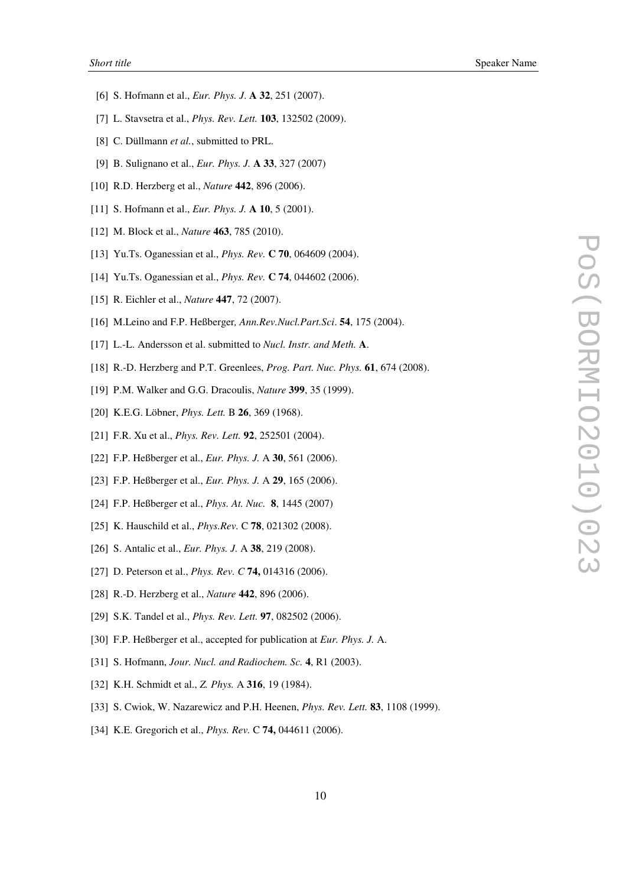[6] S. Hofmann et al., *Eur. Phys. J*. **A 32**, 251 (2007).

[7] L. Stavsetra et al., *Phys. Rev. Lett.* **103**, 132502 (2009).

[8] C. Düllmann *et al.*, submitted to PRL.

[9] B. Sulignano et al., *Eur. Phys. J.* **A 33**, 327 (2007)

[10] R.D. Herzberg et al., *Nature* **442**, 896 (2006).

[11] S. Hofmann et al., *Eur. Phys. J.* **A 10**, 5 (2001).

[12] M. Block et al., *Nature* **463**, 785 (2010).

[13] Yu.Ts. Oganessian et al., *Phys. Rev.* **C 70**, 064609 (2004).

[14] Yu.Ts. Oganessian et al., *Phys. Rev.* **C 74**, 044602 (2006).

[15] R. Eichler et al., *Nature* **447**, 72 (2007).

[16] M.Leino and F.P. Heßberger, *Ann.Rev.Nucl.Part.Sci*. **54**, 175 (2004).

[17] L.-L. Andersson et al. submitted to *Nucl. Instr. and Meth.* **A**.

[18] R.-D. Herzberg and P.T. Greenlees, *Prog. Part. Nuc. Phys.* **61**, 674 (2008).

[19] P.M. Walker and G.G. Dracoulis, *Nature* **399**, 35 (1999).

[20] K.E.G. Löbner, *Phys. Lett.* B **26**, 369 (1968).

[21] F.R. Xu et al., *Phys. Rev. Lett.* **92**, 252501 (2004).

[22] F.P. Heßberger et al., *Eur. Phys. J.* A **30**, 561 (2006).

[23] F.P. Heßberger et al., *Eur. Phys. J.* A **29**, 165 (2006).

[24] F.P. Heßberger et al., *Phys. At. Nuc.* **8**, 1445 (2007)

[25] K. Hauschild et al., *Phys.Rev.* C **78**, 021302 (2008).

[26] S. Antalic et al., *Eur. Phys. J.* A **38**, 219 (2008).

[27] D. Peterson et al., *Phys. Rev. C* **74,** 014316 (2006).

[28] R.-D. Herzberg et al., *Nature* **442**, 896 (2006).

[29] S.K. Tandel et al., *Phys. Rev. Lett.* **97**, 082502 (2006).

[30] F.P. Heßberger et al., accepted for publication at *Eur. Phys. J.* A.

[31] S. Hofmann, *Jour. Nucl. and Radiochem. Sc.* **4**, R1 (2003).

[32] K.H. Schmidt et al., *Z. Phys.* A **316**, 19 (1984).

[33] S. Cwiok, W. Nazarewicz and P.H. Heenen, *Phys. Rev. Lett.* **83**, 1108 (1999).

[34] K.E. Gregorich et al., *Phys. Rev.* C **74,** 044611 (2006).